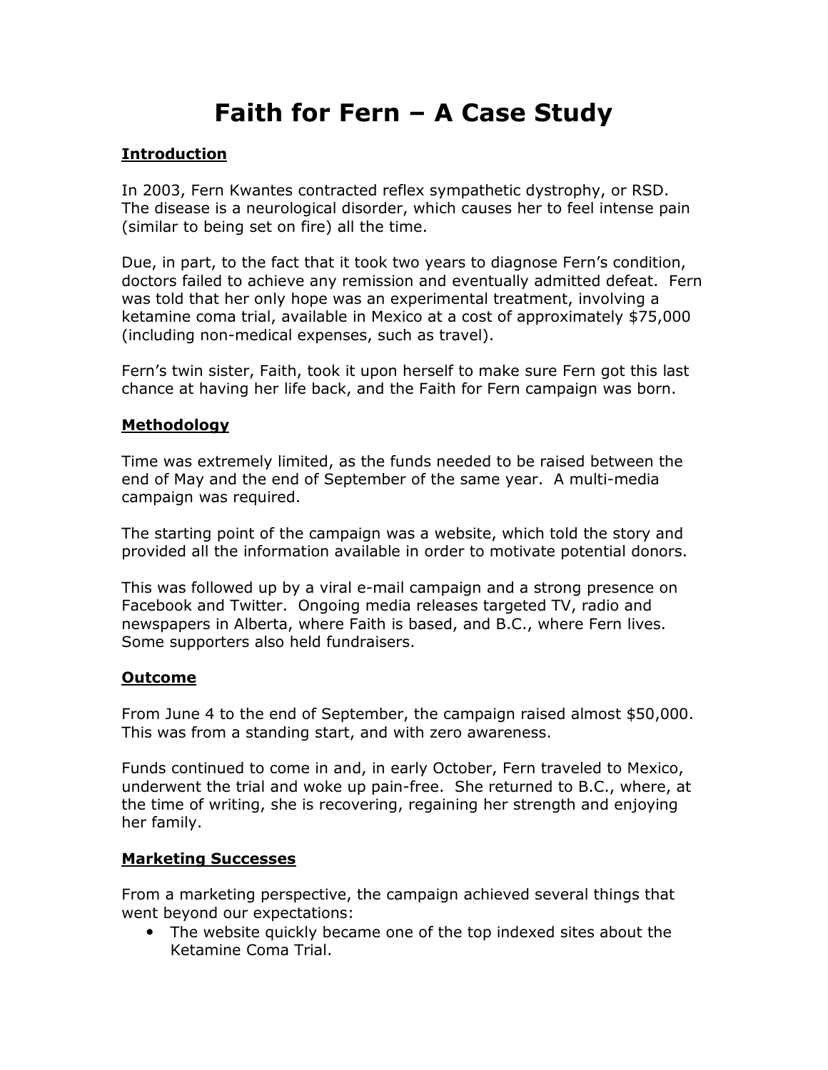# Faith for Fern – A Case Study

## Introduction

In 2003, Fern Kwantes contracted reflex sympathetic dystrophy, or RSD. The disease is a neurological disorder, which causes her to feel intense pain (similar to being set on fire) all the time.

Due, in part, to the fact that it took two years to diagnose Fern's condition, doctors failed to achieve any remission and eventually admitted defeat. Fern was told that her only hope was an experimental treatment, involving a ketamine coma trial, available in Mexico at a cost of approximately $75,000 (including non-medical expenses, such as travel).

Fern's twin sister, Faith, took it upon herself to make sure Fern got this last chance at having her life back, and the Faith for Fern campaign was born.

## Methodology

Time was extremely limited, as the funds needed to be raised between the end of May and the end of September of the same year. A multi-media campaign was required.

The starting point of the campaign was a website, which told the story and provided all the information available in order to motivate potential donors.

This was followed up by a viral e-mail campaign and a strong presence on Facebook and Twitter. Ongoing media releases targeted TV, radio and newspapers in Alberta, where Faith is based, and B.C., where Fern lives. Some supporters also held fundraisers.

## Outcome

From June 4 to the end of September, the campaign raised almost $50,000. This was from a standing start, and with zero awareness.

Funds continued to come in and, in early October, Fern traveled to Mexico, underwent the trial and woke up pain-free. She returned to B.C., where, at the time of writing, she is recovering, regaining her strength and enjoying her family.

## Marketing Successes

From a marketing perspective, the campaign achieved several things that went beyond our expectations:

- The website quickly became one of the top indexed sites about the Ketamine Coma Trial.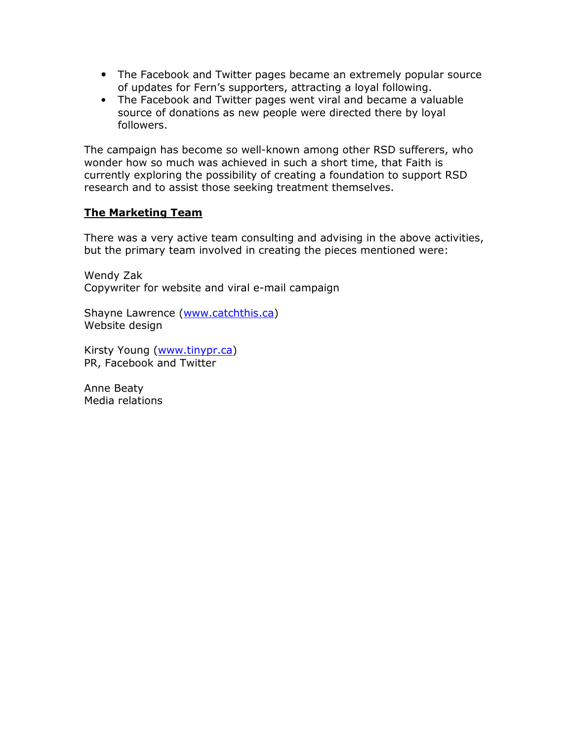- The Facebook and Twitter pages became an extremely popular source of updates for Fern's supporters, attracting a loyal following.
- The Facebook and Twitter pages went viral and became a valuable source of donations as new people were directed there by loyal followers.

The campaign has become so well-known among other RSD sufferers, who wonder how so much was achieved in such a short time, that Faith is currently exploring the possibility of creating a foundation to support RSD research and to assist those seeking treatment themselves.

**The Marketing Team**

There was a very active team consulting and advising in the above activities, but the primary team involved in creating the pieces mentioned were:

Wendy Zak
Copywriter for website and viral e-mail campaign

Shayne Lawrence (www.catchthis.ca)
Website design

Kirsty Young (www.tinypr.ca)
PR, Facebook and Twitter

Anne Beaty
Media relations